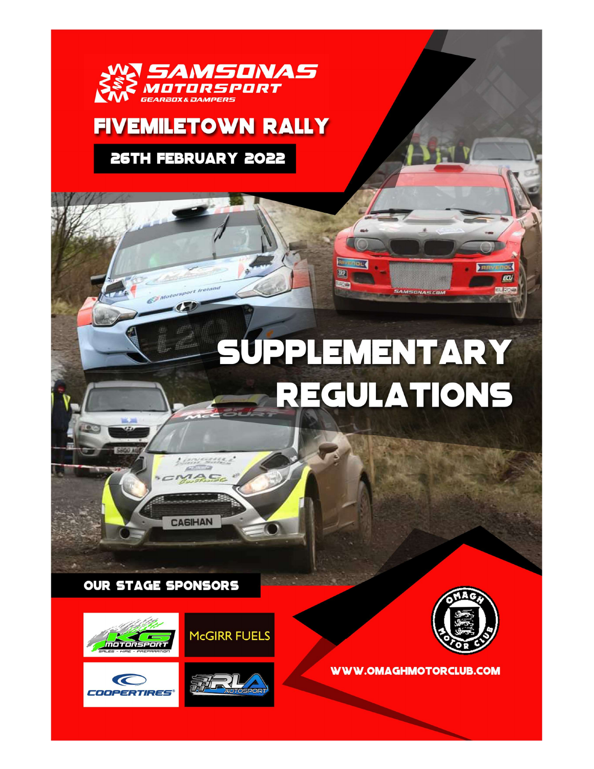# SAMSONAS MOTORSPORT

GEARBOX & DAMPERS

## FIVEMILETOWN RALLY

**26TH FEBRUARY 2022**

# SUPPLEMENTARY REGULATIONS

**OUR STAGE SPONSORS**

KG MOTORSPORT — SALES - HIRE - PREPARATION

McGIRR FUELS

COOPERTIRES

RLA AUTOSPORT

OMAGH MOTOR CLUB

WWW.OMAGHMOTORCLUB.COM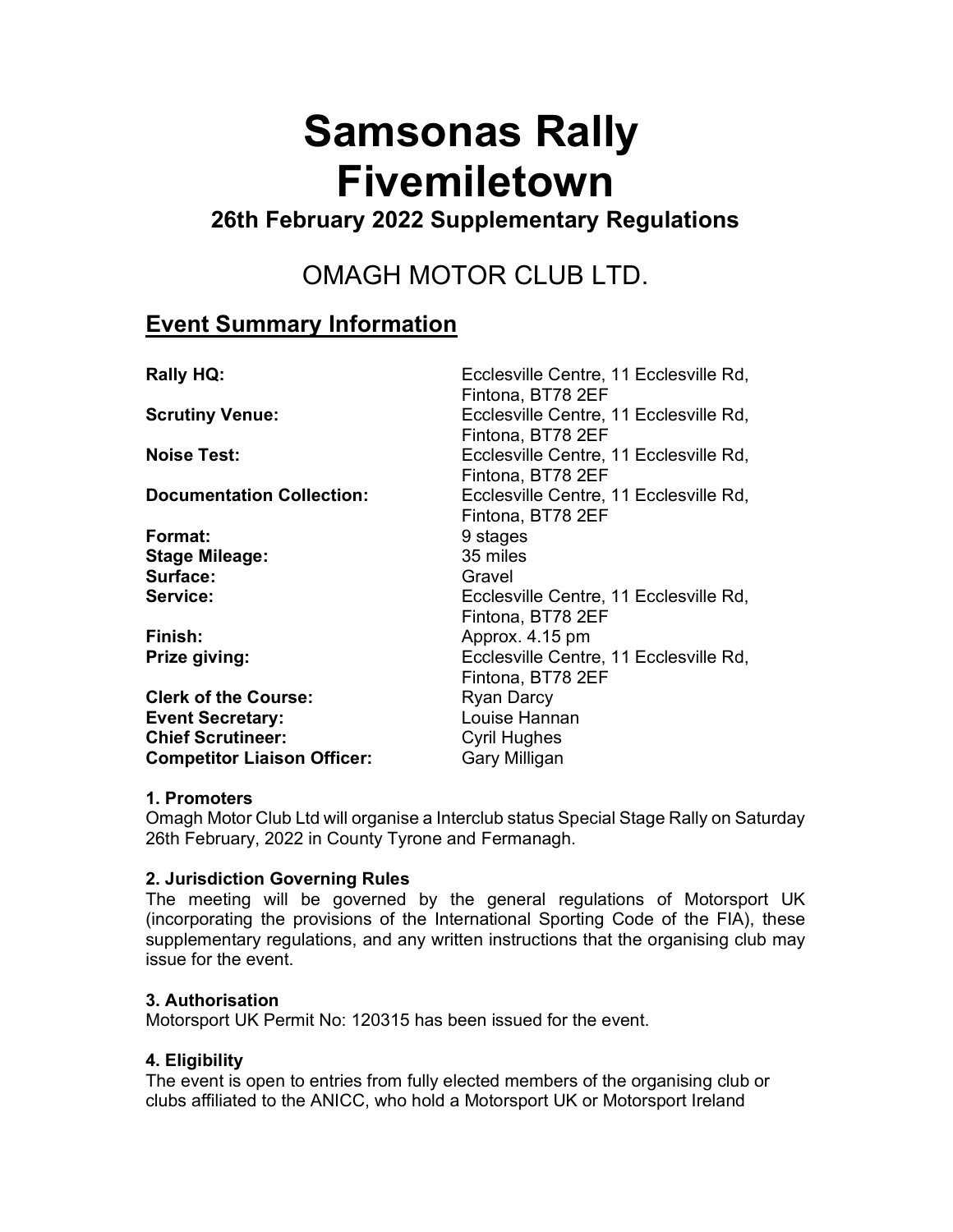# Samsonas Rally Fivemiletown

### 26th February 2022 Supplementary Regulations

## OMAGH MOTOR CLUB LTD.

## Event Summary Information

| | |
|---|---|
| **Rally HQ:** | Ecclesville Centre, 11 Ecclesville Rd, Fintona, BT78 2EF |
| **Scrutiny Venue:** | Ecclesville Centre, 11 Ecclesville Rd, Fintona, BT78 2EF |
| **Noise Test:** | Ecclesville Centre, 11 Ecclesville Rd, Fintona, BT78 2EF |
| **Documentation Collection:** | Ecclesville Centre, 11 Ecclesville Rd, Fintona, BT78 2EF |
| **Format:** | 9 stages |
| **Stage Mileage:** | 35 miles |
| **Surface:** | Gravel |
| **Service:** | Ecclesville Centre, 11 Ecclesville Rd, Fintona, BT78 2EF |
| **Finish:** | Approx. 4.15 pm |
| **Prize giving:** | Ecclesville Centre, 11 Ecclesville Rd, Fintona, BT78 2EF |
| **Clerk of the Course:** | Ryan Darcy |
| **Event Secretary:** | Louise Hannan |
| **Chief Scrutineer:** | Cyril Hughes |
| **Competitor Liaison Officer:** | Gary Milligan |

#### 1. Promoters

Omagh Motor Club Ltd will organise a Interclub status Special Stage Rally on Saturday 26th February, 2022 in County Tyrone and Fermanagh.

#### 2. Jurisdiction Governing Rules

The meeting will be governed by the general regulations of Motorsport UK (incorporating the provisions of the International Sporting Code of the FIA), these supplementary regulations, and any written instructions that the organising club may issue for the event.

#### 3. Authorisation

Motorsport UK Permit No: 120315 has been issued for the event.

#### 4. Eligibility

The event is open to entries from fully elected members of the organising club or clubs affiliated to the ANICC, who hold a Motorsport UK or Motorsport Ireland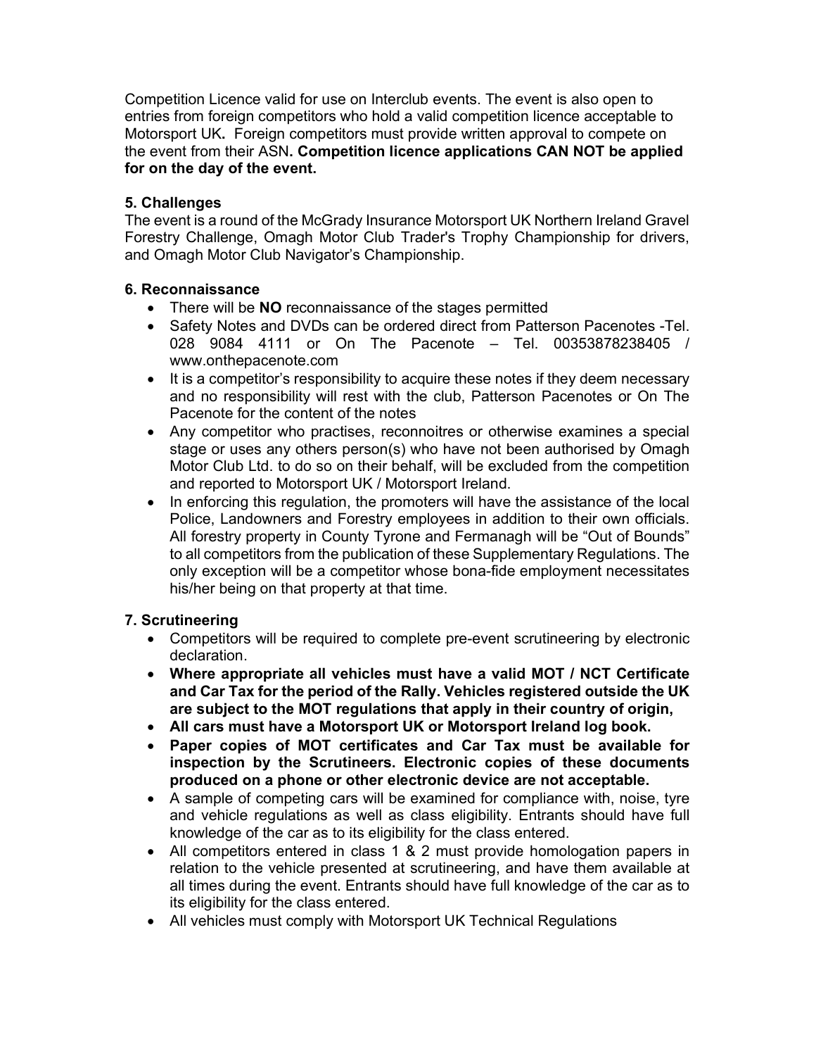Competition Licence valid for use on Interclub events. The event is also open to entries from foreign competitors who hold a valid competition licence acceptable to Motorsport UK**.** Foreign competitors must provide written approval to compete on the event from their ASN**. Competition licence applications CAN NOT be applied for on the day of the event.**

**5. Challenges**

The event is a round of the McGrady Insurance Motorsport UK Northern Ireland Gravel Forestry Challenge, Omagh Motor Club Trader's Trophy Championship for drivers, and Omagh Motor Club Navigator's Championship.

**6. Reconnaissance**

- There will be **NO** reconnaissance of the stages permitted
- Safety Notes and DVDs can be ordered direct from Patterson Pacenotes -Tel. 028 9084 4111 or On The Pacenote – Tel. 00353878238405 / www.onthepacenote.com
- It is a competitor's responsibility to acquire these notes if they deem necessary and no responsibility will rest with the club, Patterson Pacenotes or On The Pacenote for the content of the notes
- Any competitor who practises, reconnoitres or otherwise examines a special stage or uses any others person(s) who have not been authorised by Omagh Motor Club Ltd. to do so on their behalf, will be excluded from the competition and reported to Motorsport UK / Motorsport Ireland.
- In enforcing this regulation, the promoters will have the assistance of the local Police, Landowners and Forestry employees in addition to their own officials. All forestry property in County Tyrone and Fermanagh will be "Out of Bounds" to all competitors from the publication of these Supplementary Regulations. The only exception will be a competitor whose bona-fide employment necessitates his/her being on that property at that time.

**7. Scrutineering**

- Competitors will be required to complete pre-event scrutineering by electronic declaration.
- **Where appropriate all vehicles must have a valid MOT / NCT Certificate and Car Tax for the period of the Rally. Vehicles registered outside the UK are subject to the MOT regulations that apply in their country of origin,**
- **All cars must have a Motorsport UK or Motorsport Ireland log book.**
- **Paper copies of MOT certificates and Car Tax must be available for inspection by the Scrutineers. Electronic copies of these documents produced on a phone or other electronic device are not acceptable.**
- A sample of competing cars will be examined for compliance with, noise, tyre and vehicle regulations as well as class eligibility. Entrants should have full knowledge of the car as to its eligibility for the class entered.
- All competitors entered in class 1 & 2 must provide homologation papers in relation to the vehicle presented at scrutineering, and have them available at all times during the event. Entrants should have full knowledge of the car as to its eligibility for the class entered.
- All vehicles must comply with Motorsport UK Technical Regulations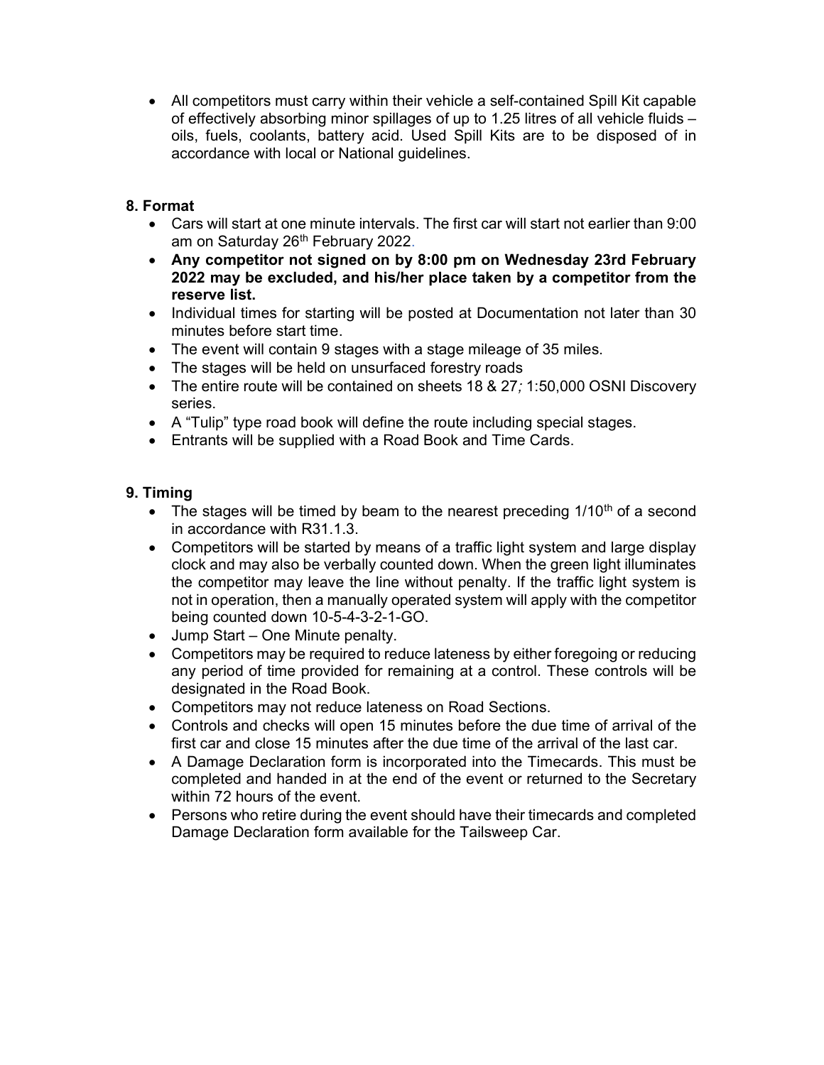- All competitors must carry within their vehicle a self-contained Spill Kit capable of effectively absorbing minor spillages of up to 1.25 litres of all vehicle fluids – oils, fuels, coolants, battery acid. Used Spill Kits are to be disposed of in accordance with local or National guidelines.

## 8. Format

- Cars will start at one minute intervals. The first car will start not earlier than 9:00 am on Saturday 26th February 2022.
- **Any competitor not signed on by 8:00 pm on Wednesday 23rd February 2022 may be excluded, and his/her place taken by a competitor from the reserve list.**
- Individual times for starting will be posted at Documentation not later than 30 minutes before start time.
- The event will contain 9 stages with a stage mileage of 35 miles.
- The stages will be held on unsurfaced forestry roads
- The entire route will be contained on sheets 18 & 27*;* 1:50,000 OSNI Discovery series.
- A "Tulip" type road book will define the route including special stages.
- Entrants will be supplied with a Road Book and Time Cards.

## 9. Timing

- The stages will be timed by beam to the nearest preceding 1/10th of a second in accordance with R31.1.3.
- Competitors will be started by means of a traffic light system and large display clock and may also be verbally counted down. When the green light illuminates the competitor may leave the line without penalty. If the traffic light system is not in operation, then a manually operated system will apply with the competitor being counted down 10-5-4-3-2-1-GO.
- Jump Start – One Minute penalty.
- Competitors may be required to reduce lateness by either foregoing or reducing any period of time provided for remaining at a control. These controls will be designated in the Road Book.
- Competitors may not reduce lateness on Road Sections.
- Controls and checks will open 15 minutes before the due time of arrival of the first car and close 15 minutes after the due time of the arrival of the last car.
- A Damage Declaration form is incorporated into the Timecards. This must be completed and handed in at the end of the event or returned to the Secretary within 72 hours of the event.
- Persons who retire during the event should have their timecards and completed Damage Declaration form available for the Tailsweep Car.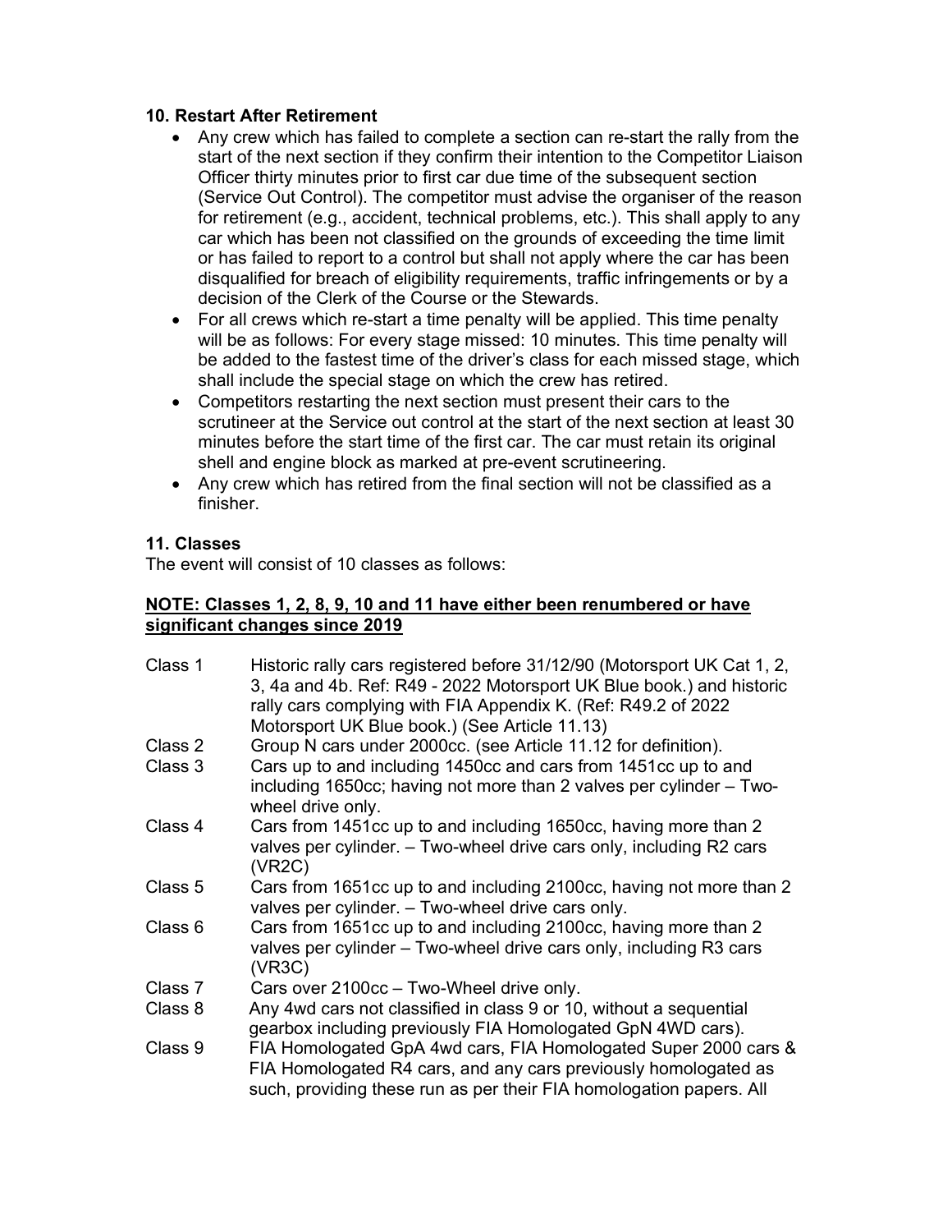### 10. Restart After Retirement

- Any crew which has failed to complete a section can re-start the rally from the start of the next section if they confirm their intention to the Competitor Liaison Officer thirty minutes prior to first car due time of the subsequent section (Service Out Control). The competitor must advise the organiser of the reason for retirement (e.g., accident, technical problems, etc.). This shall apply to any car which has been not classified on the grounds of exceeding the time limit or has failed to report to a control but shall not apply where the car has been disqualified for breach of eligibility requirements, traffic infringements or by a decision of the Clerk of the Course or the Stewards.
- For all crews which re-start a time penalty will be applied. This time penalty will be as follows: For every stage missed: 10 minutes. This time penalty will be added to the fastest time of the driver's class for each missed stage, which shall include the special stage on which the crew has retired.
- Competitors restarting the next section must present their cars to the scrutineer at the Service out control at the start of the next section at least 30 minutes before the start time of the first car. The car must retain its original shell and engine block as marked at pre-event scrutineering.
- Any crew which has retired from the final section will not be classified as a finisher.

### 11. Classes

The event will consist of 10 classes as follows:

**NOTE: Classes 1, 2, 8, 9, 10 and 11 have either been renumbered or have significant changes since 2019**

Class 1 Historic rally cars registered before 31/12/90 (Motorsport UK Cat 1, 2, 3, 4a and 4b. Ref: R49 - 2022 Motorsport UK Blue book.) and historic rally cars complying with FIA Appendix K. (Ref: R49.2 of 2022 Motorsport UK Blue book.) (See Article 11.13)

Class 2 Group N cars under 2000cc. (see Article 11.12 for definition).

Class 3 Cars up to and including 1450cc and cars from 1451cc up to and including 1650cc; having not more than 2 valves per cylinder – Two-wheel drive only.

Class 4 Cars from 1451cc up to and including 1650cc, having more than 2 valves per cylinder. – Two-wheel drive cars only, including R2 cars (VR2C)

Class 5 Cars from 1651cc up to and including 2100cc, having not more than 2 valves per cylinder. – Two-wheel drive cars only.

Class 6 Cars from 1651cc up to and including 2100cc, having more than 2 valves per cylinder – Two-wheel drive cars only, including R3 cars (VR3C)

Class 7 Cars over 2100cc – Two-Wheel drive only.

Class 8 Any 4wd cars not classified in class 9 or 10, without a sequential gearbox including previously FIA Homologated GpN 4WD cars).

Class 9 FIA Homologated GpA 4wd cars, FIA Homologated Super 2000 cars & FIA Homologated R4 cars, and any cars previously homologated as such, providing these run as per their FIA homologation papers. All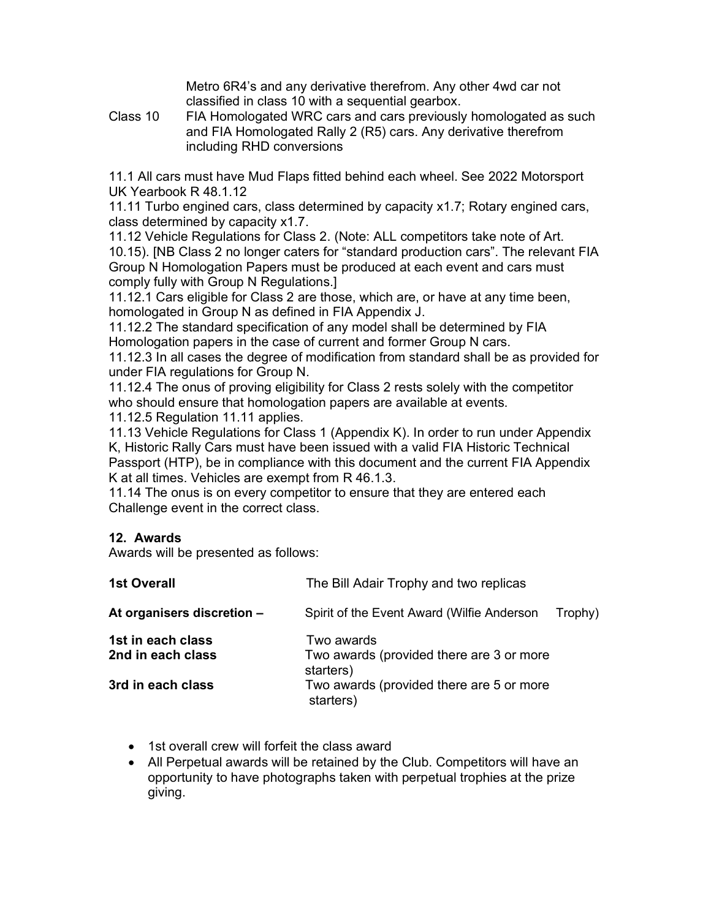Metro 6R4's and any derivative therefrom. Any other 4wd car not classified in class 10 with a sequential gearbox.

Class 10 FIA Homologated WRC cars and cars previously homologated as such and FIA Homologated Rally 2 (R5) cars. Any derivative therefrom including RHD conversions

11.1 All cars must have Mud Flaps fitted behind each wheel. See 2022 Motorsport UK Yearbook R 48.1.12

11.11 Turbo engined cars, class determined by capacity x1.7; Rotary engined cars, class determined by capacity x1.7.

11.12 Vehicle Regulations for Class 2. (Note: ALL competitors take note of Art. 10.15). [NB Class 2 no longer caters for "standard production cars". The relevant FIA Group N Homologation Papers must be produced at each event and cars must comply fully with Group N Regulations.]

11.12.1 Cars eligible for Class 2 are those, which are, or have at any time been, homologated in Group N as defined in FIA Appendix J.

11.12.2 The standard specification of any model shall be determined by FIA Homologation papers in the case of current and former Group N cars.

11.12.3 In all cases the degree of modification from standard shall be as provided for under FIA regulations for Group N.

11.12.4 The onus of proving eligibility for Class 2 rests solely with the competitor who should ensure that homologation papers are available at events.

11.12.5 Regulation 11.11 applies.

11.13 Vehicle Regulations for Class 1 (Appendix K). In order to run under Appendix K, Historic Rally Cars must have been issued with a valid FIA Historic Technical Passport (HTP), be in compliance with this document and the current FIA Appendix K at all times. Vehicles are exempt from R 46.1.3.

11.14 The onus is on every competitor to ensure that they are entered each Challenge event in the correct class.

## 12. Awards

Awards will be presented as follows:

| | |
|---|---|
| **1st Overall** | The Bill Adair Trophy and two replicas |
| **At organisers discretion –** | Spirit of the Event Award (Wilfie Anderson Trophy) |
| **1st in each class** | Two awards |
| **2nd in each class** | Two awards (provided there are 3 or more starters) |
| **3rd in each class** | Two awards (provided there are 5 or more starters) |

- 1st overall crew will forfeit the class award
- All Perpetual awards will be retained by the Club. Competitors will have an opportunity to have photographs taken with perpetual trophies at the prize giving.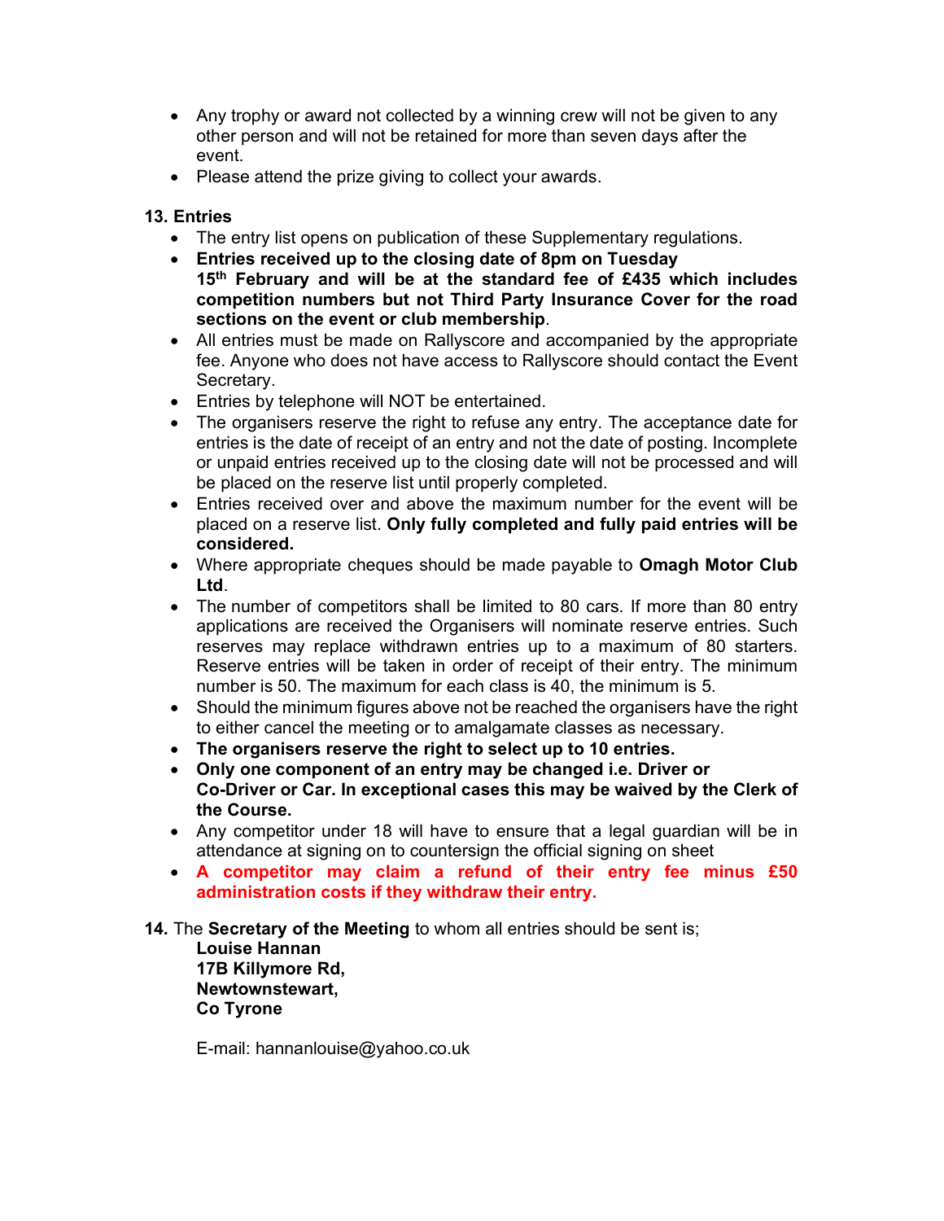- Any trophy or award not collected by a winning crew will not be given to any other person and will not be retained for more than seven days after the event.
- Please attend the prize giving to collect your awards.

**13. Entries**

- The entry list opens on publication of these Supplementary regulations.
- **Entries received up to the closing date of 8pm on Tuesday 15th February and will be at the standard fee of £435 which includes competition numbers but not Third Party Insurance Cover for the road sections on the event or club membership**.
- All entries must be made on Rallyscore and accompanied by the appropriate fee. Anyone who does not have access to Rallyscore should contact the Event Secretary.
- Entries by telephone will NOT be entertained.
- The organisers reserve the right to refuse any entry. The acceptance date for entries is the date of receipt of an entry and not the date of posting. Incomplete or unpaid entries received up to the closing date will not be processed and will be placed on the reserve list until properly completed.
- Entries received over and above the maximum number for the event will be placed on a reserve list. **Only fully completed and fully paid entries will be considered.**
- Where appropriate cheques should be made payable to **Omagh Motor Club Ltd**.
- The number of competitors shall be limited to 80 cars. If more than 80 entry applications are received the Organisers will nominate reserve entries. Such reserves may replace withdrawn entries up to a maximum of 80 starters. Reserve entries will be taken in order of receipt of their entry. The minimum number is 50. The maximum for each class is 40, the minimum is 5.
- Should the minimum figures above not be reached the organisers have the right to either cancel the meeting or to amalgamate classes as necessary.
- **The organisers reserve the right to select up to 10 entries.**
- **Only one component of an entry may be changed i.e. Driver or Co-Driver or Car. In exceptional cases this may be waived by the Clerk of the Course.**
- Any competitor under 18 will have to ensure that a legal guardian will be in attendance at signing on to countersign the official signing on sheet
- **A competitor may claim a refund of their entry fee minus £50 administration costs if they withdraw their entry.**

**14.** The **Secretary of the Meeting** to whom all entries should be sent is;

**Louise Hannan**
**17B Killymore Rd,**
**Newtownstewart,**
**Co Tyrone**

E-mail: hannanlouise@yahoo.co.uk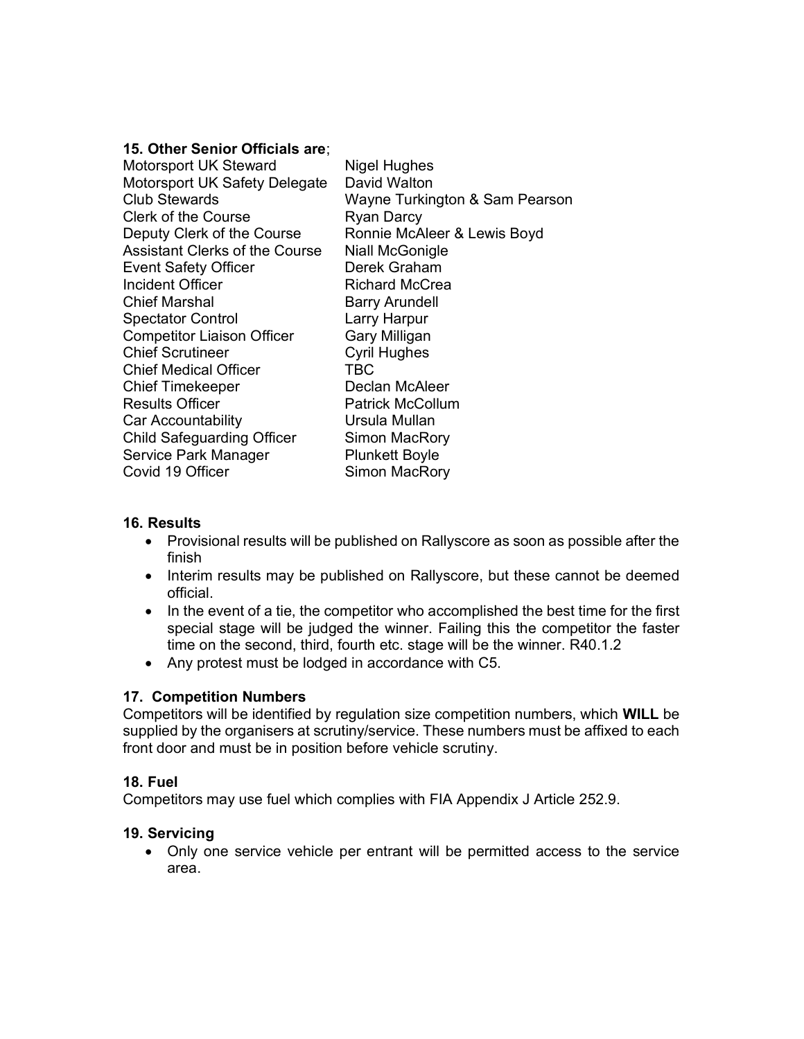**15. Other Senior Officials are**;

| | |
|---|---|
| Motorsport UK Steward | Nigel Hughes |
| Motorsport UK Safety Delegate | David Walton |
| Club Stewards | Wayne Turkington & Sam Pearson |
| Clerk of the Course | Ryan Darcy |
| Deputy Clerk of the Course | Ronnie McAleer & Lewis Boyd |
| Assistant Clerks of the Course | Niall McGonigle |
| Event Safety Officer | Derek Graham |
| Incident Officer | Richard McCrea |
| Chief Marshal | Barry Arundell |
| Spectator Control | Larry Harpur |
| Competitor Liaison Officer | Gary Milligan |
| Chief Scrutineer | Cyril Hughes |
| Chief Medical Officer | TBC |
| Chief Timekeeper | Declan McAleer |
| Results Officer | Patrick McCollum |
| Car Accountability | Ursula Mullan |
| Child Safeguarding Officer | Simon MacRory |
| Service Park Manager | Plunkett Boyle |
| Covid 19 Officer | Simon MacRory |

**16. Results**

- Provisional results will be published on Rallyscore as soon as possible after the finish
- Interim results may be published on Rallyscore, but these cannot be deemed official.
- In the event of a tie, the competitor who accomplished the best time for the first special stage will be judged the winner. Failing this the competitor the faster time on the second, third, fourth etc. stage will be the winner. R40.1.2
- Any protest must be lodged in accordance with C5.

**17. Competition Numbers**

Competitors will be identified by regulation size competition numbers, which **WILL** be supplied by the organisers at scrutiny/service. These numbers must be affixed to each front door and must be in position before vehicle scrutiny.

**18. Fuel**

Competitors may use fuel which complies with FIA Appendix J Article 252.9.

**19. Servicing**

- Only one service vehicle per entrant will be permitted access to the service area.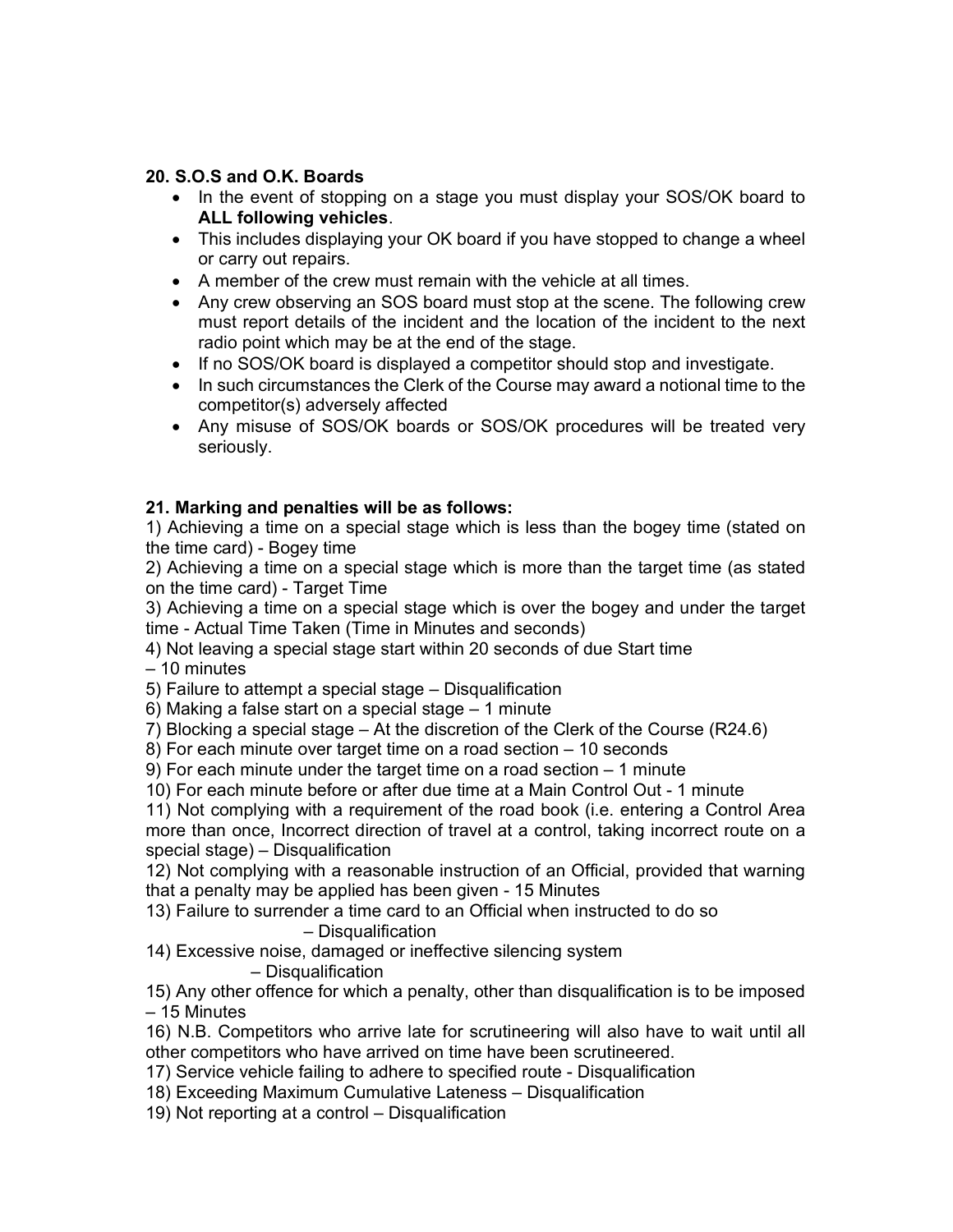### 20. S.O.S and O.K. Boards

- In the event of stopping on a stage you must display your SOS/OK board to **ALL following vehicles**.
- This includes displaying your OK board if you have stopped to change a wheel or carry out repairs.
- A member of the crew must remain with the vehicle at all times.
- Any crew observing an SOS board must stop at the scene. The following crew must report details of the incident and the location of the incident to the next radio point which may be at the end of the stage.
- If no SOS/OK board is displayed a competitor should stop and investigate.
- In such circumstances the Clerk of the Course may award a notional time to the competitor(s) adversely affected
- Any misuse of SOS/OK boards or SOS/OK procedures will be treated very seriously.

### 21. Marking and penalties will be as follows:

1) Achieving a time on a special stage which is less than the bogey time (stated on the time card) - Bogey time
2) Achieving a time on a special stage which is more than the target time (as stated on the time card) - Target Time
3) Achieving a time on a special stage which is over the bogey and under the target time - Actual Time Taken (Time in Minutes and seconds)
4) Not leaving a special stage start within 20 seconds of due Start time – 10 minutes
5) Failure to attempt a special stage – Disqualification
6) Making a false start on a special stage – 1 minute
7) Blocking a special stage – At the discretion of the Clerk of the Course (R24.6)
8) For each minute over target time on a road section – 10 seconds
9) For each minute under the target time on a road section – 1 minute
10) For each minute before or after due time at a Main Control Out - 1 minute
11) Not complying with a requirement of the road book (i.e. entering a Control Area more than once, Incorrect direction of travel at a control, taking incorrect route on a special stage) – Disqualification
12) Not complying with a reasonable instruction of an Official, provided that warning that a penalty may be applied has been given - 15 Minutes
13) Failure to surrender a time card to an Official when instructed to do so – Disqualification
14) Excessive noise, damaged or ineffective silencing system – Disqualification
15) Any other offence for which a penalty, other than disqualification is to be imposed – 15 Minutes
16) N.B. Competitors who arrive late for scrutineering will also have to wait until all other competitors who have arrived on time have been scrutineered.
17) Service vehicle failing to adhere to specified route - Disqualification
18) Exceeding Maximum Cumulative Lateness – Disqualification
19) Not reporting at a control – Disqualification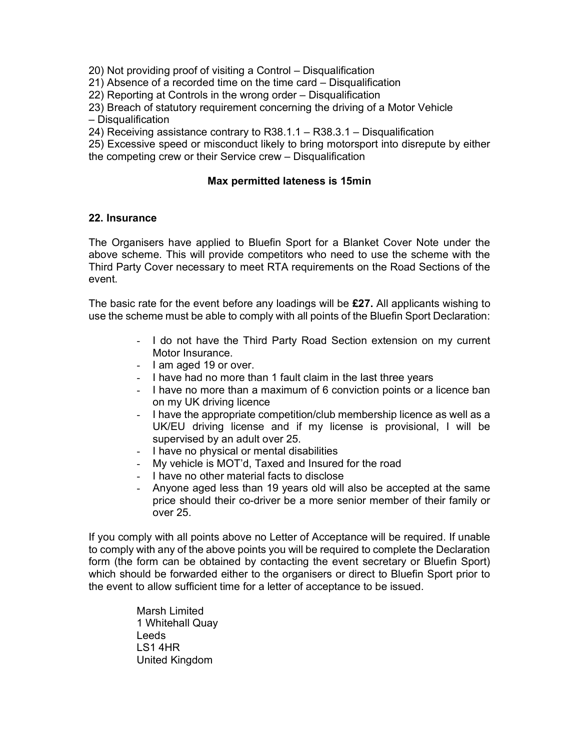20) Not providing proof of visiting a Control – Disqualification
21) Absence of a recorded time on the time card – Disqualification
22) Reporting at Controls in the wrong order – Disqualification
23) Breach of statutory requirement concerning the driving of a Motor Vehicle – Disqualification
24) Receiving assistance contrary to R38.1.1 – R38.3.1 – Disqualification
25) Excessive speed or misconduct likely to bring motorsport into disrepute by either the competing crew or their Service crew – Disqualification

**Max permitted lateness is 15min**

### 22. Insurance

The Organisers have applied to Bluefin Sport for a Blanket Cover Note under the above scheme. This will provide competitors who need to use the scheme with the Third Party Cover necessary to meet RTA requirements on the Road Sections of the event.

The basic rate for the event before any loadings will be **£27.** All applicants wishing to use the scheme must be able to comply with all points of the Bluefin Sport Declaration:

- I do not have the Third Party Road Section extension on my current Motor Insurance.
- I am aged 19 or over.
- I have had no more than 1 fault claim in the last three years
- I have no more than a maximum of 6 conviction points or a licence ban on my UK driving licence
- I have the appropriate competition/club membership licence as well as a UK/EU driving license and if my license is provisional, I will be supervised by an adult over 25.
- I have no physical or mental disabilities
- My vehicle is MOT'd, Taxed and Insured for the road
- I have no other material facts to disclose
- Anyone aged less than 19 years old will also be accepted at the same price should their co-driver be a more senior member of their family or over 25.

If you comply with all points above no Letter of Acceptance will be required. If unable to comply with any of the above points you will be required to complete the Declaration form (the form can be obtained by contacting the event secretary or Bluefin Sport) which should be forwarded either to the organisers or direct to Bluefin Sport prior to the event to allow sufficient time for a letter of acceptance to be issued.

Marsh Limited
1 Whitehall Quay
Leeds
LS1 4HR
United Kingdom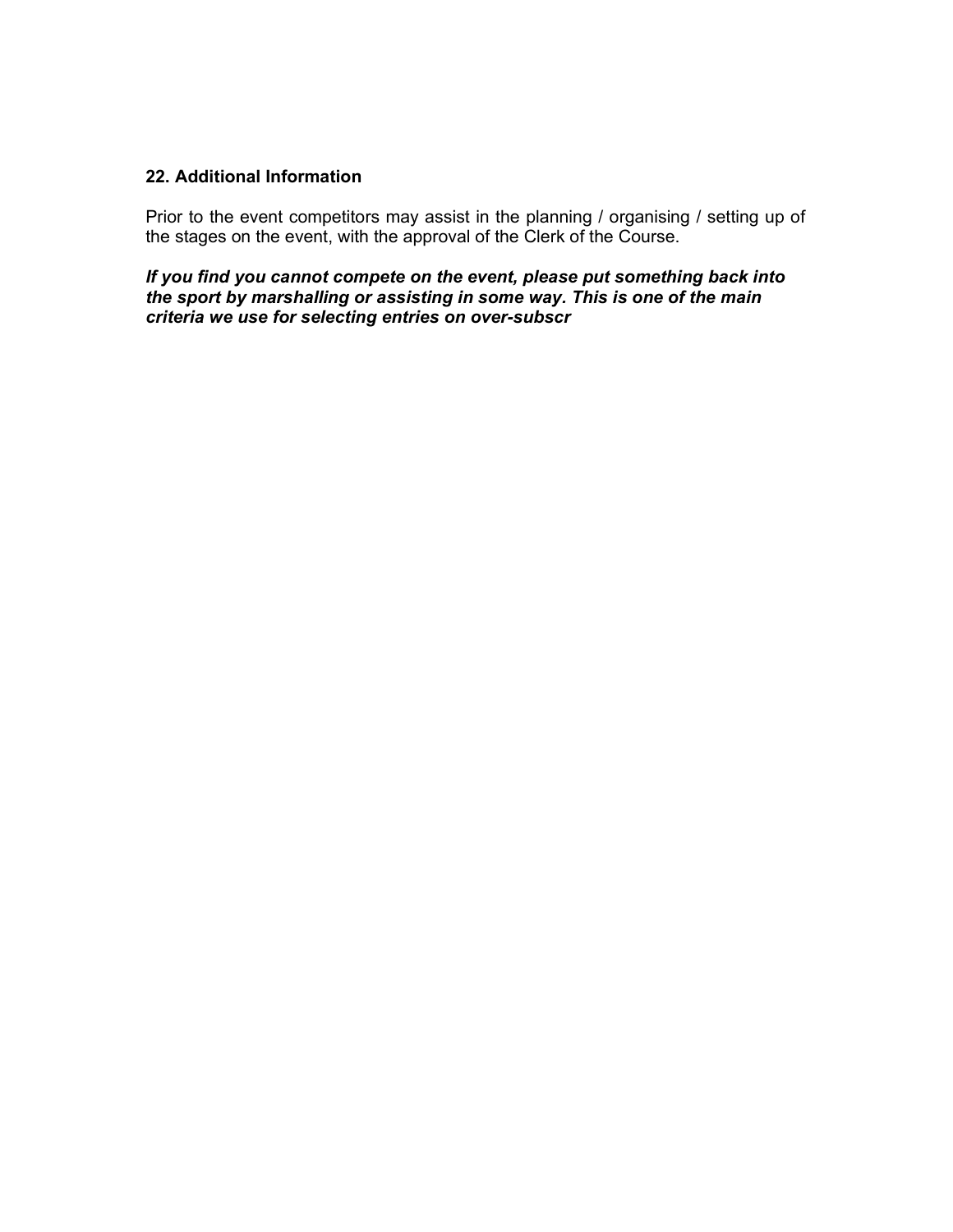## 22. Additional Information

Prior to the event competitors may assist in the planning / organising / setting up of the stages on the event, with the approval of the Clerk of the Course.

***If you find you cannot compete on the event, please put something back into the sport by marshalling or assisting in some way. This is one of the main criteria we use for selecting entries on over-subscr***